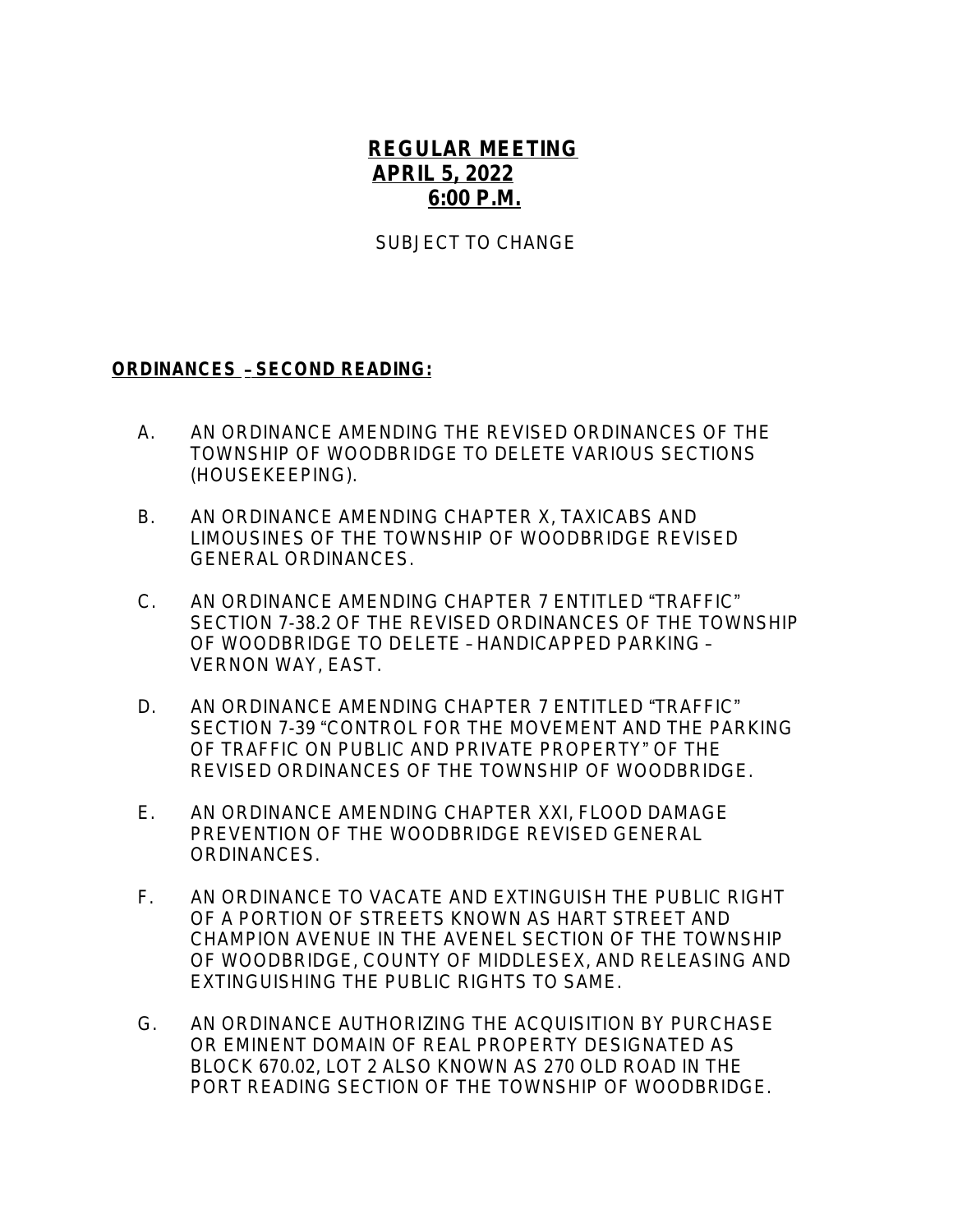# **REGULAR MEETING**
## **APRIL 5, 2022**
## **6:00 P.M.**

SUBJECT TO CHANGE

**ORDINANCES – SECOND READING:**

A. AN ORDINANCE AMENDING THE REVISED ORDINANCES OF THE TOWNSHIP OF WOODBRIDGE TO DELETE VARIOUS SECTIONS (HOUSEKEEPING).

B. AN ORDINANCE AMENDING CHAPTER X, TAXICABS AND LIMOUSINES OF THE TOWNSHIP OF WOODBRIDGE REVISED GENERAL ORDINANCES.

C. AN ORDINANCE AMENDING CHAPTER 7 ENTITLED "TRAFFIC" SECTION 7-38.2 OF THE REVISED ORDINANCES OF THE TOWNSHIP OF WOODBRIDGE TO DELETE – HANDICAPPED PARKING – VERNON WAY, EAST.

D. AN ORDINANCE AMENDING CHAPTER 7 ENTITLED "TRAFFIC" SECTION 7-39 "CONTROL FOR THE MOVEMENT AND THE PARKING OF TRAFFIC ON PUBLIC AND PRIVATE PROPERTY" OF THE REVISED ORDINANCES OF THE TOWNSHIP OF WOODBRIDGE.

E. AN ORDINANCE AMENDING CHAPTER XXI, FLOOD DAMAGE PREVENTION OF THE WOODBRIDGE REVISED GENERAL ORDINANCES.

F. AN ORDINANCE TO VACATE AND EXTINGUISH THE PUBLIC RIGHT OF A PORTION OF STREETS KNOWN AS HART STREET AND CHAMPION AVENUE IN THE AVENEL SECTION OF THE TOWNSHIP OF WOODBRIDGE, COUNTY OF MIDDLESEX, AND RELEASING AND EXTINGUISHING THE PUBLIC RIGHTS TO SAME.

G. AN ORDINANCE AUTHORIZING THE ACQUISITION BY PURCHASE OR EMINENT DOMAIN OF REAL PROPERTY DESIGNATED AS BLOCK 670.02, LOT 2 ALSO KNOWN AS 270 OLD ROAD IN THE PORT READING SECTION OF THE TOWNSHIP OF WOODBRIDGE.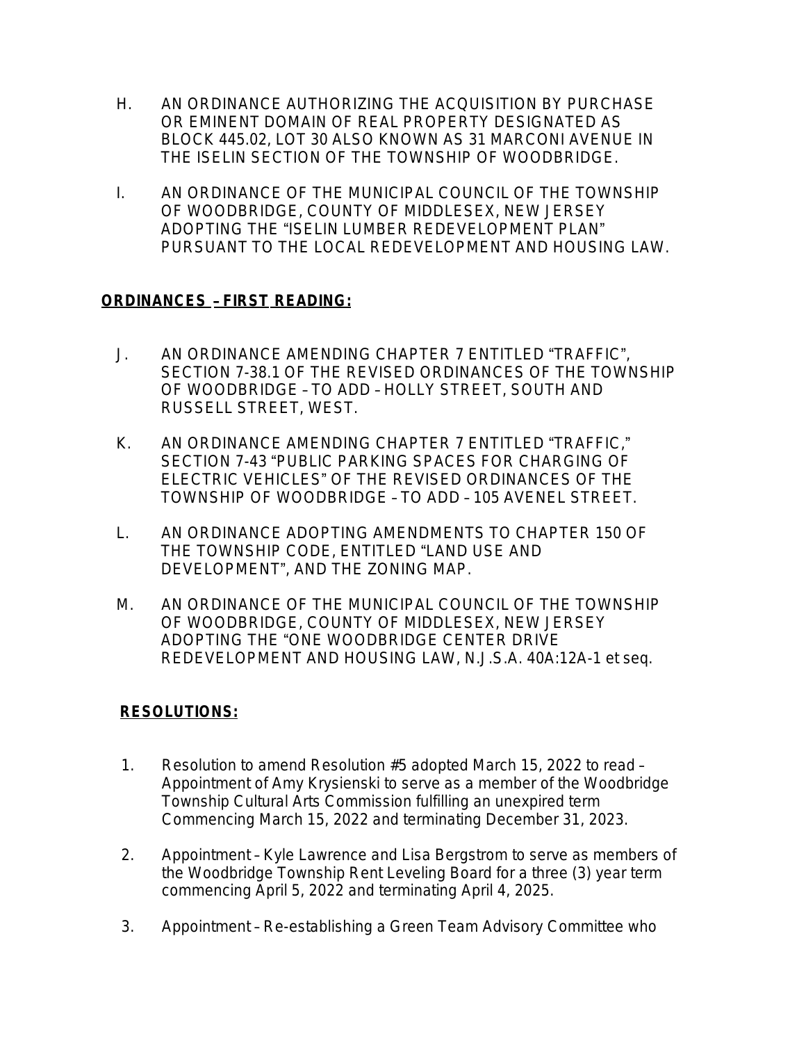H. AN ORDINANCE AUTHORIZING THE ACQUISITION BY PURCHASE OR EMINENT DOMAIN OF REAL PROPERTY DESIGNATED AS BLOCK 445.02, LOT 30 ALSO KNOWN AS 31 MARCONI AVENUE IN THE ISELIN SECTION OF THE TOWNSHIP OF WOODBRIDGE.

I. AN ORDINANCE OF THE MUNICIPAL COUNCIL OF THE TOWNSHIP OF WOODBRIDGE, COUNTY OF MIDDLESEX, NEW JERSEY ADOPTING THE "ISELIN LUMBER REDEVELOPMENT PLAN" PURSUANT TO THE LOCAL REDEVELOPMENT AND HOUSING LAW.

**ORDINANCES – FIRST READING:**

J. AN ORDINANCE AMENDING CHAPTER 7 ENTITLED "TRAFFIC", SECTION 7-38.1 OF THE REVISED ORDINANCES OF THE TOWNSHIP OF WOODBRIDGE – TO ADD – HOLLY STREET, SOUTH AND RUSSELL STREET, WEST.

K. AN ORDINANCE AMENDING CHAPTER 7 ENTITLED "TRAFFIC," SECTION 7-43 "PUBLIC PARKING SPACES FOR CHARGING OF ELECTRIC VEHICLES" OF THE REVISED ORDINANCES OF THE TOWNSHIP OF WOODBRIDGE – TO ADD – 105 AVENEL STREET.

L. AN ORDINANCE ADOPTING AMENDMENTS TO CHAPTER 150 OF THE TOWNSHIP CODE, ENTITLED "LAND USE AND DEVELOPMENT", AND THE ZONING MAP.

M. AN ORDINANCE OF THE MUNICIPAL COUNCIL OF THE TOWNSHIP OF WOODBRIDGE, COUNTY OF MIDDLESEX, NEW JERSEY ADOPTING THE "ONE WOODBRIDGE CENTER DRIVE REDEVELOPMENT AND HOUSING LAW, N.J.S.A. 40A:12A-1 et seq.

**RESOLUTIONS:**

1. Resolution to amend Resolution #5 adopted March 15, 2022 to read – Appointment of Amy Krysienski to serve as a member of the Woodbridge Township Cultural Arts Commission fulfilling an unexpired term Commencing March 15, 2022 and terminating December 31, 2023.

2. Appointment – Kyle Lawrence and Lisa Bergstrom to serve as members of the Woodbridge Township Rent Leveling Board for a three (3) year term commencing April 5, 2022 and terminating April 4, 2025.

3. Appointment – Re-establishing a Green Team Advisory Committee who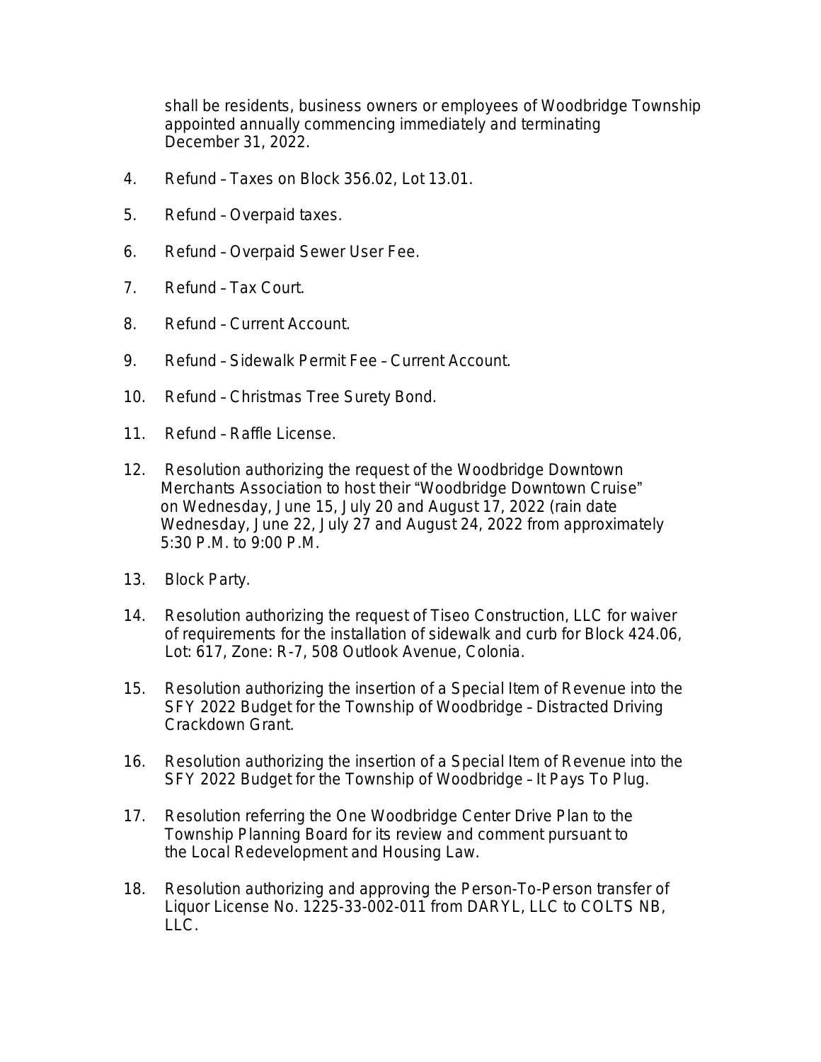shall be residents, business owners or employees of Woodbridge Township appointed annually commencing immediately and terminating December 31, 2022.

4. Refund – Taxes on Block 356.02, Lot 13.01.

5. Refund – Overpaid taxes.

6. Refund – Overpaid Sewer User Fee.

7. Refund – Tax Court.

8. Refund – Current Account.

9. Refund – Sidewalk Permit Fee – Current Account.

10. Refund – Christmas Tree Surety Bond.

11. Refund – Raffle License.

12. Resolution authorizing the request of the Woodbridge Downtown Merchants Association to host their "Woodbridge Downtown Cruise" on Wednesday, June 15, July 20 and August 17, 2022 (rain date Wednesday, June 22, July 27 and August 24, 2022 from approximately 5:30 P.M. to 9:00 P.M.

13. Block Party.

14. Resolution authorizing the request of Tiseo Construction, LLC for waiver of requirements for the installation of sidewalk and curb for Block 424.06, Lot: 617, Zone: R-7, 508 Outlook Avenue, Colonia.

15. Resolution authorizing the insertion of a Special Item of Revenue into the SFY 2022 Budget for the Township of Woodbridge – Distracted Driving Crackdown Grant.

16. Resolution authorizing the insertion of a Special Item of Revenue into the SFY 2022 Budget for the Township of Woodbridge – It Pays To Plug.

17. Resolution referring the One Woodbridge Center Drive Plan to the Township Planning Board for its review and comment pursuant to the Local Redevelopment and Housing Law.

18. Resolution authorizing and approving the Person-To-Person transfer of Liquor License No. 1225-33-002-011 from DARYL, LLC to COLTS NB, LLC.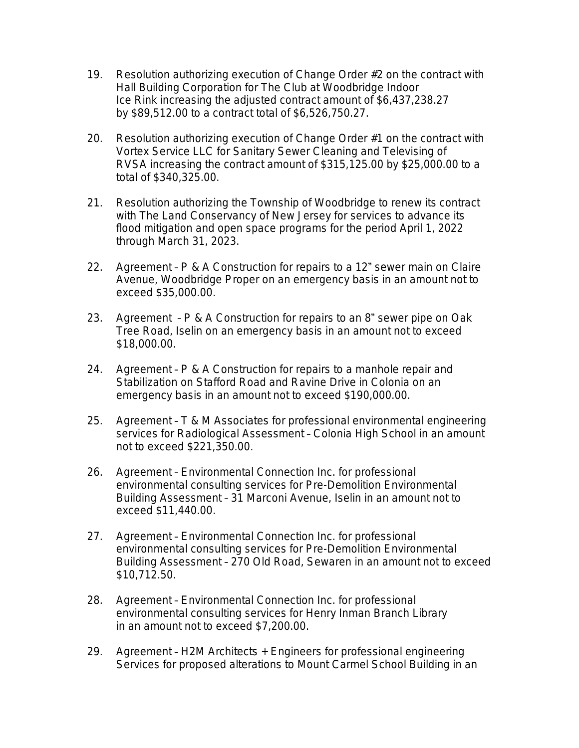19. Resolution authorizing execution of Change Order #2 on the contract with Hall Building Corporation for The Club at Woodbridge Indoor Ice Rink increasing the adjusted contract amount of $6,437,238.27 by $89,512.00 to a contract total of $6,526,750.27.

20. Resolution authorizing execution of Change Order #1 on the contract with Vortex Service LLC for Sanitary Sewer Cleaning and Televising of RVSA increasing the contract amount of $315,125.00 by $25,000.00 to a total of $340,325.00.

21. Resolution authorizing the Township of Woodbridge to renew its contract with The Land Conservancy of New Jersey for services to advance its flood mitigation and open space programs for the period April 1, 2022 through March 31, 2023.

22. Agreement – P & A Construction for repairs to a 12" sewer main on Claire Avenue, Woodbridge Proper on an emergency basis in an amount not to exceed $35,000.00.

23. Agreement – P & A Construction for repairs to an 8" sewer pipe on Oak Tree Road, Iselin on an emergency basis in an amount not to exceed $18,000.00.

24. Agreement – P & A Construction for repairs to a manhole repair and Stabilization on Stafford Road and Ravine Drive in Colonia on an emergency basis in an amount not to exceed $190,000.00.

25. Agreement – T & M Associates for professional environmental engineering services for Radiological Assessment – Colonia High School in an amount not to exceed $221,350.00.

26. Agreement – Environmental Connection Inc. for professional environmental consulting services for Pre-Demolition Environmental Building Assessment – 31 Marconi Avenue, Iselin in an amount not to exceed $11,440.00.

27. Agreement – Environmental Connection Inc. for professional environmental consulting services for Pre-Demolition Environmental Building Assessment – 270 Old Road, Sewaren in an amount not to exceed $10,712.50.

28. Agreement – Environmental Connection Inc. for professional environmental consulting services for Henry Inman Branch Library in an amount not to exceed $7,200.00.

29. Agreement – H2M Architects + Engineers for professional engineering Services for proposed alterations to Mount Carmel School Building in an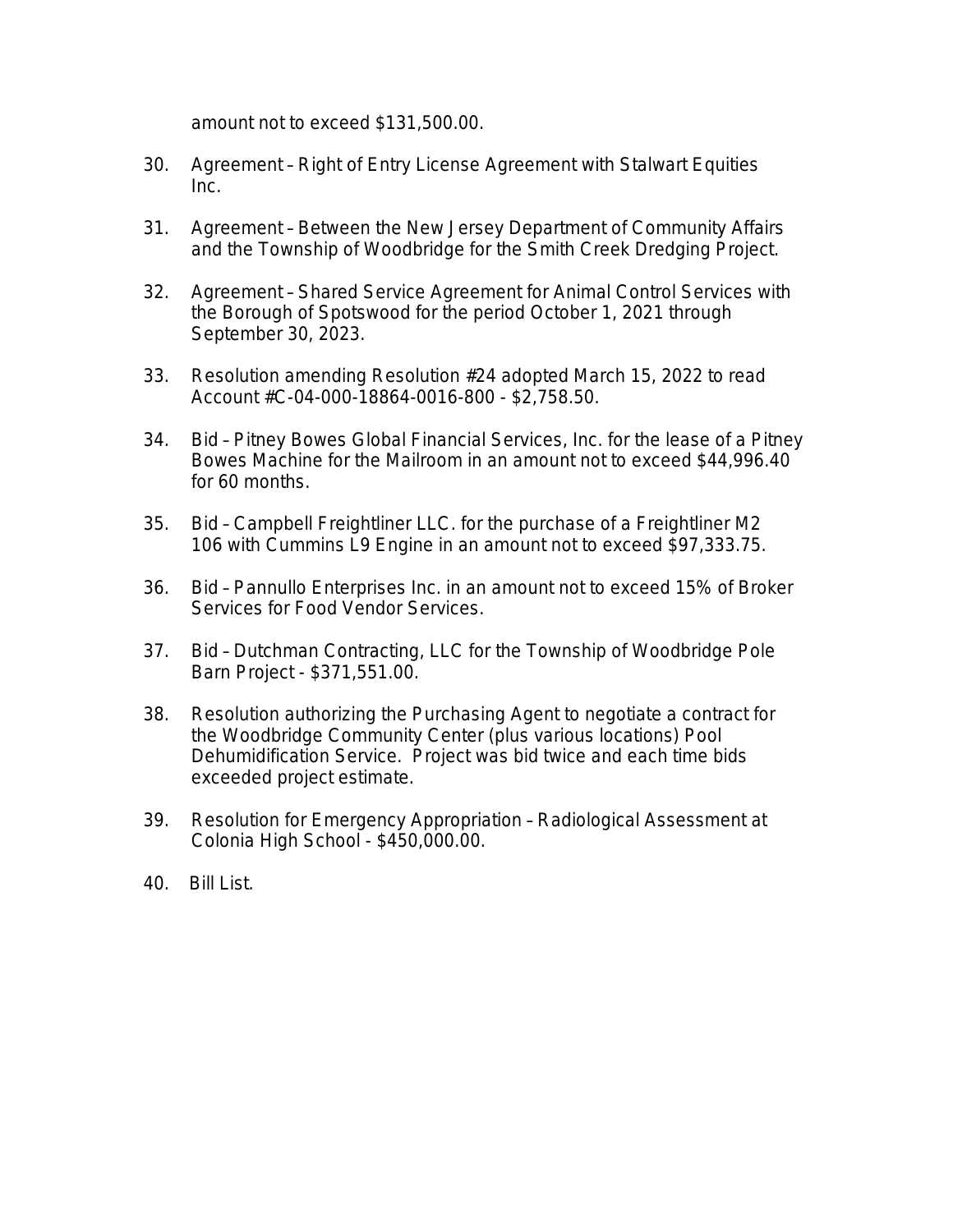amount not to exceed $131,500.00.

30. Agreement – Right of Entry License Agreement with Stalwart Equities Inc.

31. Agreement – Between the New Jersey Department of Community Affairs and the Township of Woodbridge for the Smith Creek Dredging Project.

32. Agreement – Shared Service Agreement for Animal Control Services with the Borough of Spotswood for the period October 1, 2021 through September 30, 2023.

33. Resolution amending Resolution #24 adopted March 15, 2022 to read Account #C-04-000-18864-0016-800 - $2,758.50.

34. Bid – Pitney Bowes Global Financial Services, Inc. for the lease of a Pitney Bowes Machine for the Mailroom in an amount not to exceed $44,996.40 for 60 months.

35. Bid – Campbell Freightliner LLC. for the purchase of a Freightliner M2 106 with Cummins L9 Engine in an amount not to exceed $97,333.75.

36. Bid – Pannullo Enterprises Inc. in an amount not to exceed 15% of Broker Services for Food Vendor Services.

37. Bid – Dutchman Contracting, LLC for the Township of Woodbridge Pole Barn Project - $371,551.00.

38. Resolution authorizing the Purchasing Agent to negotiate a contract for the Woodbridge Community Center (plus various locations) Pool Dehumidification Service. Project was bid twice and each time bids exceeded project estimate.

39. Resolution for Emergency Appropriation – Radiological Assessment at Colonia High School - $450,000.00.

40. Bill List.